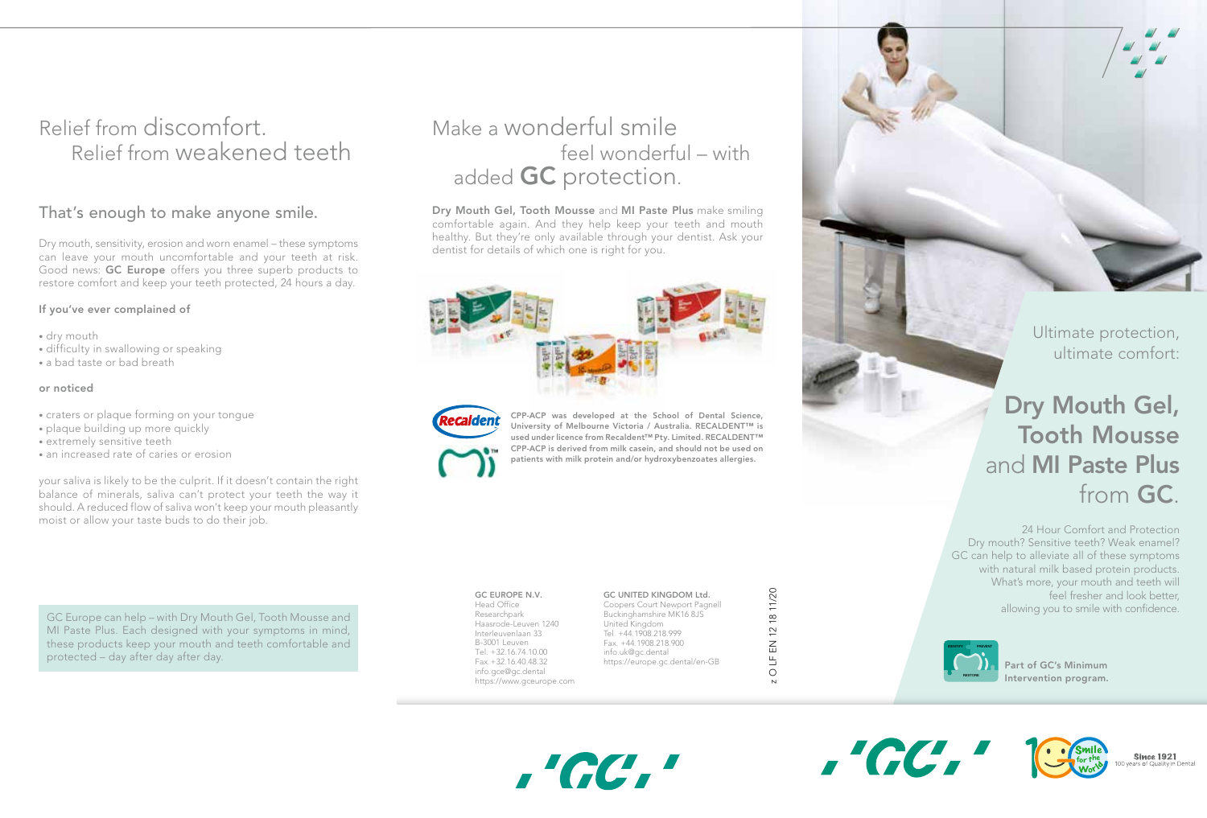# Relief from discomfort. Relief from weakened teeth

## That's enough to make anyone smile.

Dry mouth, sensitivity, erosion and worn enamel – these symptoms can leave your mouth uncomfortable and your teeth at risk. Good news: **GC Europe** offers you three superb products to restore comfort and keep your teeth protected, 24 hours a day.

**If you've ever complained of**

- dry mouth
- difficulty in swallowing or speaking
- a bad taste or bad breath

**or noticed**

- craters or plaque forming on your tongue
- plaque building up more quickly
- extremely sensitive teeth
- an increased rate of caries or erosion

your saliva is likely to be the culprit. If it doesn't contain the right balance of minerals, saliva can't protect your teeth the way it should. A reduced flow of saliva won't keep your mouth pleasantly moist or allow your taste buds to do their job.

GC Europe can help – with Dry Mouth Gel, Tooth Mousse and MI Paste Plus. Each designed with your symptoms in mind, these products keep your mouth and teeth comfortable and protected – day after day after day.

# Make a wonderful smile feel wonderful – with added GC protection.

**Dry Mouth Gel, Tooth Mousse** and **MI Paste Plus** make smiling comfortable again. And they help keep your teeth and mouth healthy. But they're only available through your dentist. Ask your dentist for details of which one is right for you.

**CPP-ACP was developed at the School of Dental Science, University of Melbourne Victoria / Australia. RECALDENT™ is used under licence from Recaldent™ Pty. Limited. RECALDENT™ CPP-ACP is derived from milk casein, and should not be used on patients with milk protein and/or hydroxybenzoates allergies.**

**GC EUROPE N.V.**
Head Office
Researchpark
Haasrode-Leuven 1240
Interleuvenlaan 33
B-3001 Leuven
Tel. +32.16.74.10.00
Fax. +32.16.40.48.32
info.gce@gc.dental
https://www.gceurope.com

**GC UNITED KINGDOM Ltd.**
Coopers Court Newport Pagnell
Buckinghamshire MK16 8JS
United Kingdom
Tel. +44.1908.218.999
Fax. +44.1908.218.900
info.uk@gc.dental
https://europe.gc.dental/en-GB

z O LF EN 12 18 11/20

Ultimate protection, ultimate comfort:

# Dry Mouth Gel, Tooth Mousse and MI Paste Plus from GC.

24 Hour Comfort and Protection
Dry mouth? Sensitive teeth? Weak enamel? GC can help to alleviate all of these symptoms with natural milk based protein products. What's more, your mouth and teeth will feel fresher and look better, allowing you to smile with confidence.

**Part of GC's Minimum Intervention program.**

Since 1921
100 years of Quality in Dental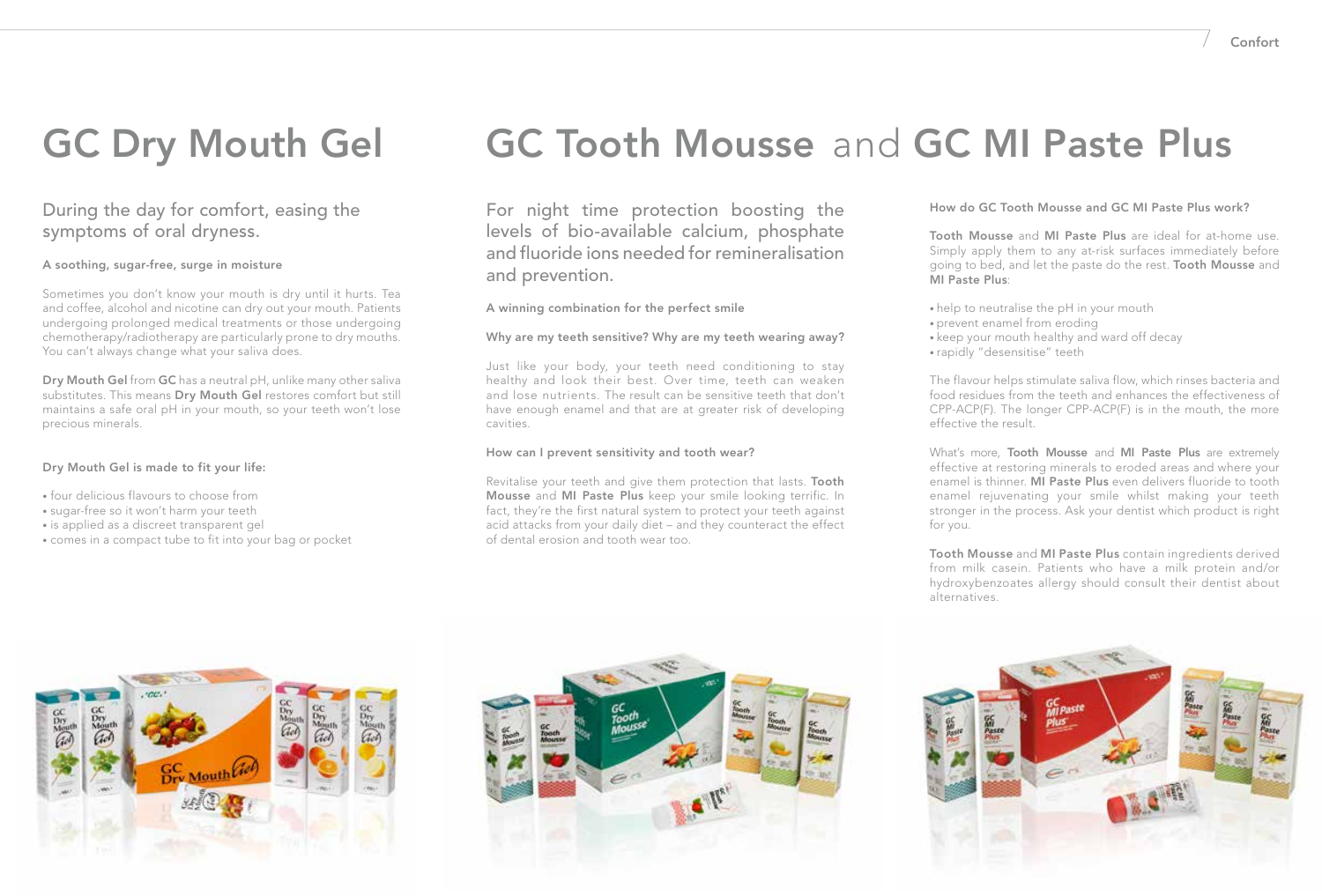# GC Dry Mouth Gel

During the day for comfort, easing the symptoms of oral dryness.

### A soothing, sugar-free, surge in moisture

Sometimes you don't know your mouth is dry until it hurts. Tea and coffee, alcohol and nicotine can dry out your mouth. Patients undergoing prolonged medical treatments or those undergoing chemotherapy/radiotherapy are particularly prone to dry mouths. You can't always change what your saliva does.

**Dry Mouth Gel** from **GC** has a neutral pH, unlike many other saliva substitutes. This means **Dry Mouth Gel** restores comfort but still maintains a safe oral pH in your mouth, so your teeth won't lose precious minerals.

### Dry Mouth Gel is made to fit your life:

- four delicious flavours to choose from
- sugar-free so it won't harm your teeth
- is applied as a discreet transparent gel
- comes in a compact tube to fit into your bag or pocket

# GC Tooth Mousse and GC MI Paste Plus

For night time protection boosting the levels of bio-available calcium, phosphate and fluoride ions needed for remineralisation and prevention.

### A winning combination for the perfect smile

### Why are my teeth sensitive? Why are my teeth wearing away?

Just like your body, your teeth need conditioning to stay healthy and look their best. Over time, teeth can weaken and lose nutrients. The result can be sensitive teeth that don't have enough enamel and that are at greater risk of developing cavities.

### How can I prevent sensitivity and tooth wear?

Revitalise your teeth and give them protection that lasts. **Tooth Mousse** and **MI Paste Plus** keep your smile looking terrific. In fact, they're the first natural system to protect your teeth against acid attacks from your daily diet – and they counteract the effect of dental erosion and tooth wear too.

### How do GC Tooth Mousse and GC MI Paste Plus work?

**Tooth Mousse** and **MI Paste Plus** are ideal for at-home use. Simply apply them to any at-risk surfaces immediately before going to bed, and let the paste do the rest. **Tooth Mousse** and **MI Paste Plus**:

- help to neutralise the pH in your mouth
- prevent enamel from eroding
- keep your mouth healthy and ward off decay
- rapidly "desensitise" teeth

The flavour helps stimulate saliva flow, which rinses bacteria and food residues from the teeth and enhances the effectiveness of CPP-ACP(F). The longer CPP-ACP(F) is in the mouth, the more effective the result.

What's more, **Tooth Mousse** and **MI Paste Plus** are extremely effective at restoring minerals to eroded areas and where your enamel is thinner. **MI Paste Plus** even delivers fluoride to tooth enamel rejuvenating your smile whilst making your teeth stronger in the process. Ask your dentist which product is right for you.

**Tooth Mousse** and **MI Paste Plus** contain ingredients derived from milk casein. Patients who have a milk protein and/or hydroxybenzoates allergy should consult their dentist about alternatives.